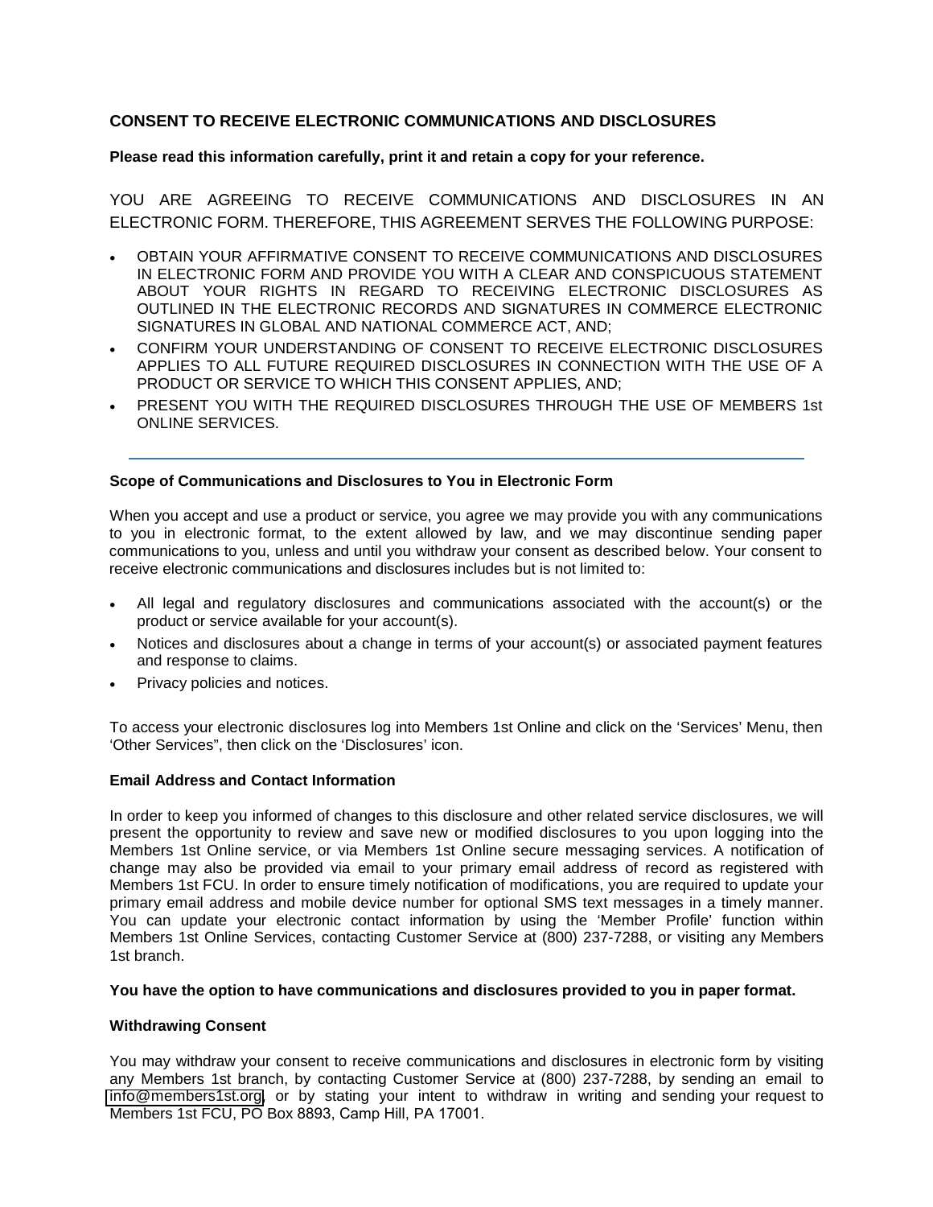## CONSENT TO RECEIVE ELECTRONIC COMMUNICATIONS AND DISCLOSURES

**Please read this information carefully, print it and retain a copy for your reference.**

YOU ARE AGREEING TO RECEIVE COMMUNICATIONS AND DISCLOSURES IN AN ELECTRONIC FORM. THEREFORE, THIS AGREEMENT SERVES THE FOLLOWING PURPOSE:

- OBTAIN YOUR AFFIRMATIVE CONSENT TO RECEIVE COMMUNICATIONS AND DISCLOSURES IN ELECTRONIC FORM AND PROVIDE YOU WITH A CLEAR AND CONSPICUOUS STATEMENT ABOUT YOUR RIGHTS IN REGARD TO RECEIVING ELECTRONIC DISCLOSURES AS OUTLINED IN THE ELECTRONIC RECORDS AND SIGNATURES IN COMMERCE ELECTRONIC SIGNATURES IN GLOBAL AND NATIONAL COMMERCE ACT, AND;
- CONFIRM YOUR UNDERSTANDING OF CONSENT TO RECEIVE ELECTRONIC DISCLOSURES APPLIES TO ALL FUTURE REQUIRED DISCLOSURES IN CONNECTION WITH THE USE OF A PRODUCT OR SERVICE TO WHICH THIS CONSENT APPLIES, AND;
- PRESENT YOU WITH THE REQUIRED DISCLOSURES THROUGH THE USE OF MEMBERS 1st ONLINE SERVICES.

---

### Scope of Communications and Disclosures to You in Electronic Form

When you accept and use a product or service, you agree we may provide you with any communications to you in electronic format, to the extent allowed by law, and we may discontinue sending paper communications to you, unless and until you withdraw your consent as described below. Your consent to receive electronic communications and disclosures includes but is not limited to:

- All legal and regulatory disclosures and communications associated with the account(s) or the product or service available for your account(s).
- Notices and disclosures about a change in terms of your account(s) or associated payment features and response to claims.
- Privacy policies and notices.

To access your electronic disclosures log into Members 1st Online and click on the 'Services' Menu, then 'Other Services", then click on the 'Disclosures' icon.

### Email Address and Contact Information

In order to keep you informed of changes to this disclosure and other related service disclosures, we will present the opportunity to review and save new or modified disclosures to you upon logging into the Members 1st Online service, or via Members 1st Online secure messaging services. A notification of change may also be provided via email to your primary email address of record as registered with Members 1st FCU. In order to ensure timely notification of modifications, you are required to update your primary email address and mobile device number for optional SMS text messages in a timely manner. You can update your electronic contact information by using the 'Member Profile' function within Members 1st Online Services, contacting Customer Service at (800) 237-7288, or visiting any Members 1st branch.

**You have the option to have communications and disclosures provided to you in paper format.**

### Withdrawing Consent

You may withdraw your consent to receive communications and disclosures in electronic form by visiting any Members 1st branch, by contacting Customer Service at (800) 237-7288, by sending an email to info@members1st.org, or by stating your intent to withdraw in writing and sending your request to Members 1st FCU, PO Box 8893, Camp Hill, PA 17001.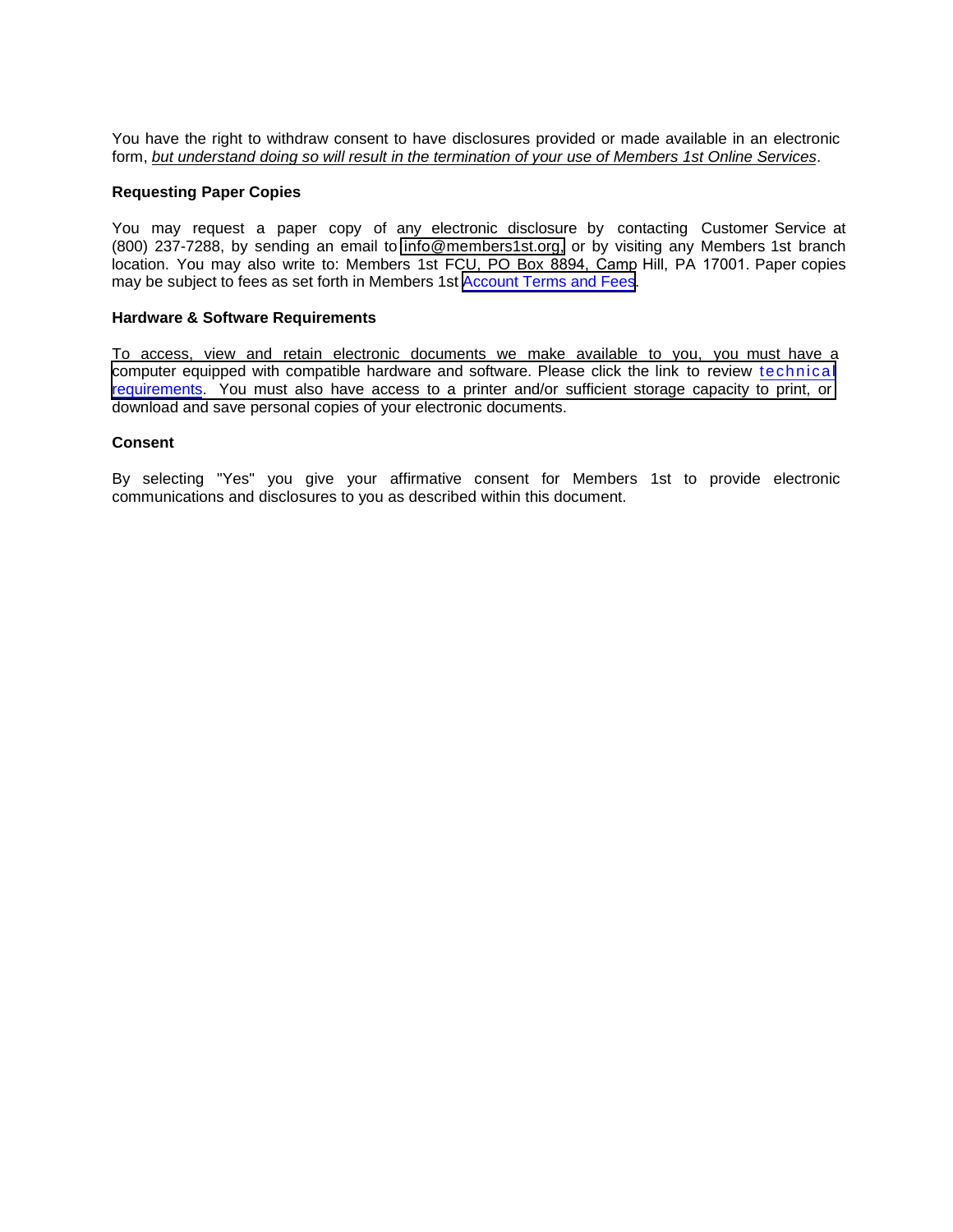You have the right to withdraw consent to have disclosures provided or made available in an electronic form, *but understand doing so will result in the termination of your use of Members 1st Online Services*.

**Requesting Paper Copies**

You may request a paper copy of any electronic disclosure by contacting Customer Service at (800) 237-7288, by sending an email to info@members1st.org, or by visiting any Members 1st branch location. You may also write to: Members 1st FCU, PO Box 8894, Camp Hill, PA 17001. Paper copies may be subject to fees as set forth in Members 1st Account Terms and Fees.

**Hardware & Software Requirements**

To access, view and retain electronic documents we make available to you, you must have a computer equipped with compatible hardware and software. Please click the link to review technical requirements. You must also have access to a printer and/or sufficient storage capacity to print, or download and save personal copies of your electronic documents.

**Consent**

By selecting "Yes" you give your affirmative consent for Members 1st to provide electronic communications and disclosures to you as described within this document.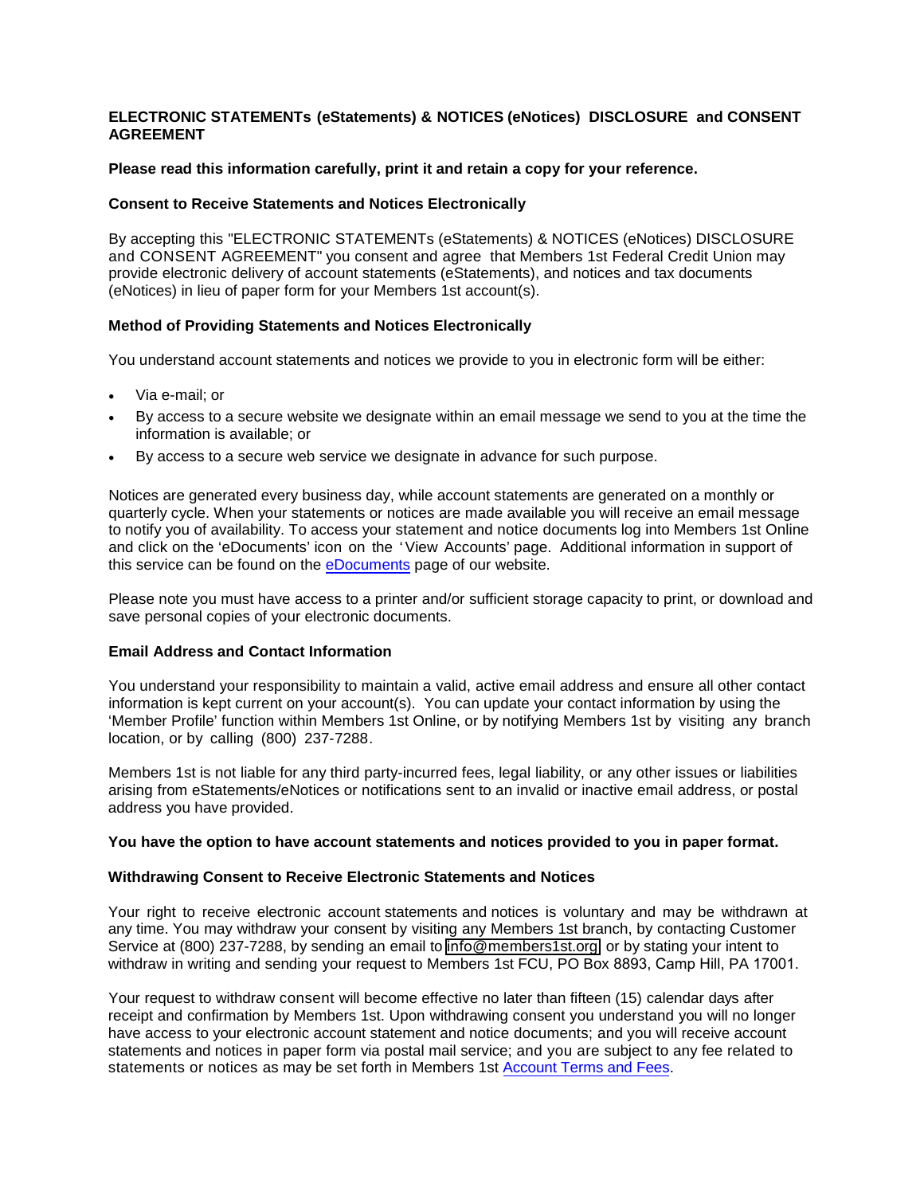## ELECTRONIC STATEMENTs (eStatements) & NOTICES (eNotices) DISCLOSURE and CONSENT AGREEMENT

**Please read this information carefully, print it and retain a copy for your reference.**

### Consent to Receive Statements and Notices Electronically

By accepting this "ELECTRONIC STATEMENTs (eStatements) & NOTICES (eNotices) DISCLOSURE and CONSENT AGREEMENT" you consent and agree that Members 1st Federal Credit Union may provide electronic delivery of account statements (eStatements), and notices and tax documents (eNotices) in lieu of paper form for your Members 1st account(s).

### Method of Providing Statements and Notices Electronically

You understand account statements and notices we provide to you in electronic form will be either:

- Via e-mail; or
- By access to a secure website we designate within an email message we send to you at the time the information is available; or
- By access to a secure web service we designate in advance for such purpose.

Notices are generated every business day, while account statements are generated on a monthly or quarterly cycle. When your statements or notices are made available you will receive an email message to notify you of availability. To access your statement and notice documents log into Members 1st Online and click on the 'eDocuments' icon on the 'View Accounts' page. Additional information in support of this service can be found on the eDocuments page of our website.

Please note you must have access to a printer and/or sufficient storage capacity to print, or download and save personal copies of your electronic documents.

### Email Address and Contact Information

You understand your responsibility to maintain a valid, active email address and ensure all other contact information is kept current on your account(s). You can update your contact information by using the 'Member Profile' function within Members 1st Online, or by notifying Members 1st by visiting any branch location, or by calling (800) 237-7288.

Members 1st is not liable for any third party-incurred fees, legal liability, or any other issues or liabilities arising from eStatements/eNotices or notifications sent to an invalid or inactive email address, or postal address you have provided.

**You have the option to have account statements and notices provided to you in paper format.**

### Withdrawing Consent to Receive Electronic Statements and Notices

Your right to receive electronic account statements and notices is voluntary and may be withdrawn at any time. You may withdraw your consent by visiting any Members 1st branch, by contacting Customer Service at (800) 237-7288, by sending an email to info@members1st.org or by stating your intent to withdraw in writing and sending your request to Members 1st FCU, PO Box 8893, Camp Hill, PA 17001.

Your request to withdraw consent will become effective no later than fifteen (15) calendar days after receipt and confirmation by Members 1st. Upon withdrawing consent you understand you will no longer have access to your electronic account statement and notice documents; and you will receive account statements and notices in paper form via postal mail service; and you are subject to any fee related to statements or notices as may be set forth in Members 1st Account Terms and Fees.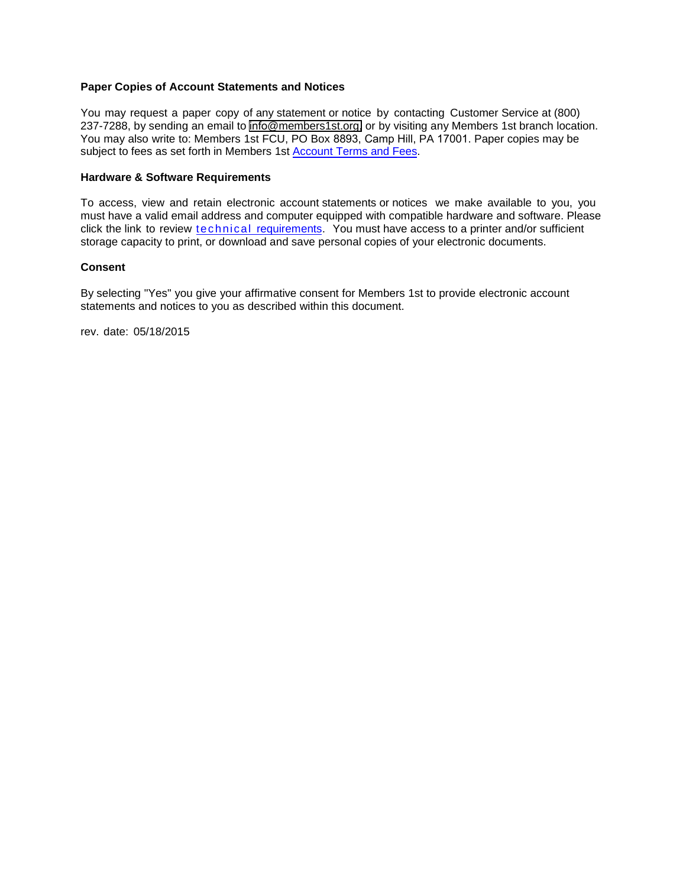**Paper Copies of Account Statements and Notices**

You may request a paper copy of any statement or notice by contacting Customer Service at (800) 237-7288, by sending an email to info@members1st.org, or by visiting any Members 1st branch location. You may also write to: Members 1st FCU, PO Box 8893, Camp Hill, PA 17001. Paper copies may be subject to fees as set forth in Members 1st Account Terms and Fees.

**Hardware & Software Requirements**

To access, view and retain electronic account statements or notices we make available to you, you must have a valid email address and computer equipped with compatible hardware and software. Please click the link to review technical requirements. You must have access to a printer and/or sufficient storage capacity to print, or download and save personal copies of your electronic documents.

**Consent**

By selecting "Yes" you give your affirmative consent for Members 1st to provide electronic account statements and notices to you as described within this document.

rev. date: 05/18/2015